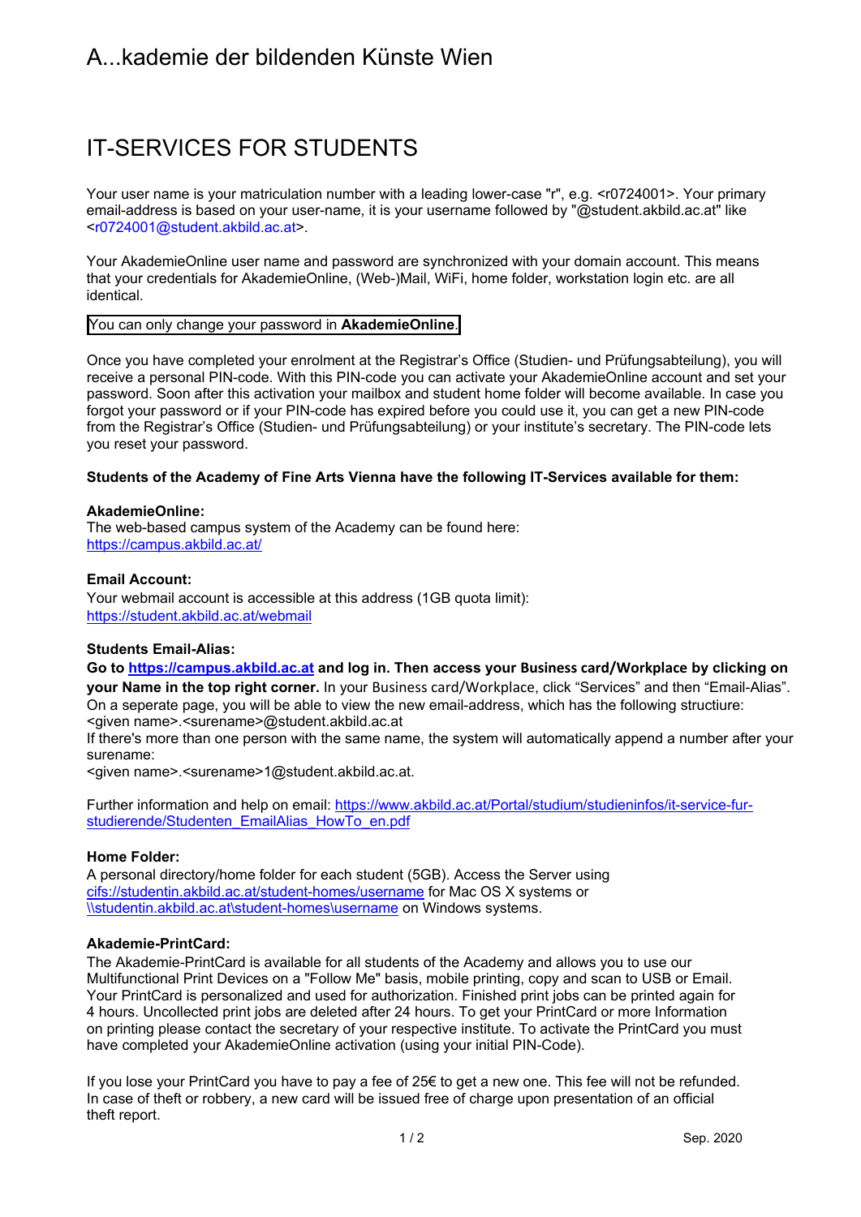# A...kademie der bildenden Künste Wien

## IT-SERVICES FOR STUDENTS

Your user name is your matriculation number with a leading lower-case "r", e.g. <r0724001>. Your primary email-address is based on your user-name, it is your username followed by "@student.akbild.ac.at" like <r0724001@student.akbild.ac.at>.

Your AkademieOnline user name and password are synchronized with your domain account. This means that your credentials for AkademieOnline, (Web-)Mail, WiFi, home folder, workstation login etc. are all identical.

You can only change your password in **AkademieOnline**.

Once you have completed your enrolment at the Registrar's Office (Studien- und Prüfungsabteilung), you will receive a personal PIN-code. With this PIN-code you can activate your AkademieOnline account and set your password. Soon after this activation your mailbox and student home folder will become available. In case you forgot your password or if your PIN-code has expired before you could use it, you can get a new PIN-code from the Registrar's Office (Studien- und Prüfungsabteilung) or your institute's secretary. The PIN-code lets you reset your password.

**Students of the Academy of Fine Arts Vienna have the following IT-Services available for them:**

**AkademieOnline:**
The web-based campus system of the Academy can be found here:
https://campus.akbild.ac.at/

**Email Account:**
Your webmail account is accessible at this address (1GB quota limit):
https://student.akbild.ac.at/webmail

**Students Email-Alias:**
**Go to https://campus.akbild.ac.at and log in. Then access your Business card/Workplace by clicking on your Name in the top right corner.** In your Business card/Workplace, click "Services" and then "Email-Alias". On a seperate page, you will be able to view the new email-address, which has the following structiure:
<given name>.<surename>@student.akbild.ac.at
If there's more than one person with the same name, the system will automatically append a number after your surename:
<given name>.<surename>1@student.akbild.ac.at.

Further information and help on email: https://www.akbild.ac.at/Portal/studium/studieninfos/it-service-fur-studierende/Studenten_EmailAlias_HowTo_en.pdf

**Home Folder:**
A personal directory/home folder for each student (5GB). Access the Server using cifs://studentin.akbild.ac.at/student-homes/username for Mac OS X systems or \\studentin.akbild.ac.at\student-homes\username on Windows systems.

**Akademie-PrintCard:**
The Akademie-PrintCard is available for all students of the Academy and allows you to use our Multifunctional Print Devices on a "Follow Me" basis, mobile printing, copy and scan to USB or Email. Your PrintCard is personalized and used for authorization. Finished print jobs can be printed again for 4 hours. Uncollected print jobs are deleted after 24 hours. To get your PrintCard or more Information on printing please contact the secretary of your respective institute. To activate the PrintCard you must have completed your AkademieOnline activation (using your initial PIN-Code).

If you lose your PrintCard you have to pay a fee of 25€ to get a new one. This fee will not be refunded. In case of theft or robbery, a new card will be issued free of charge upon presentation of an official theft report.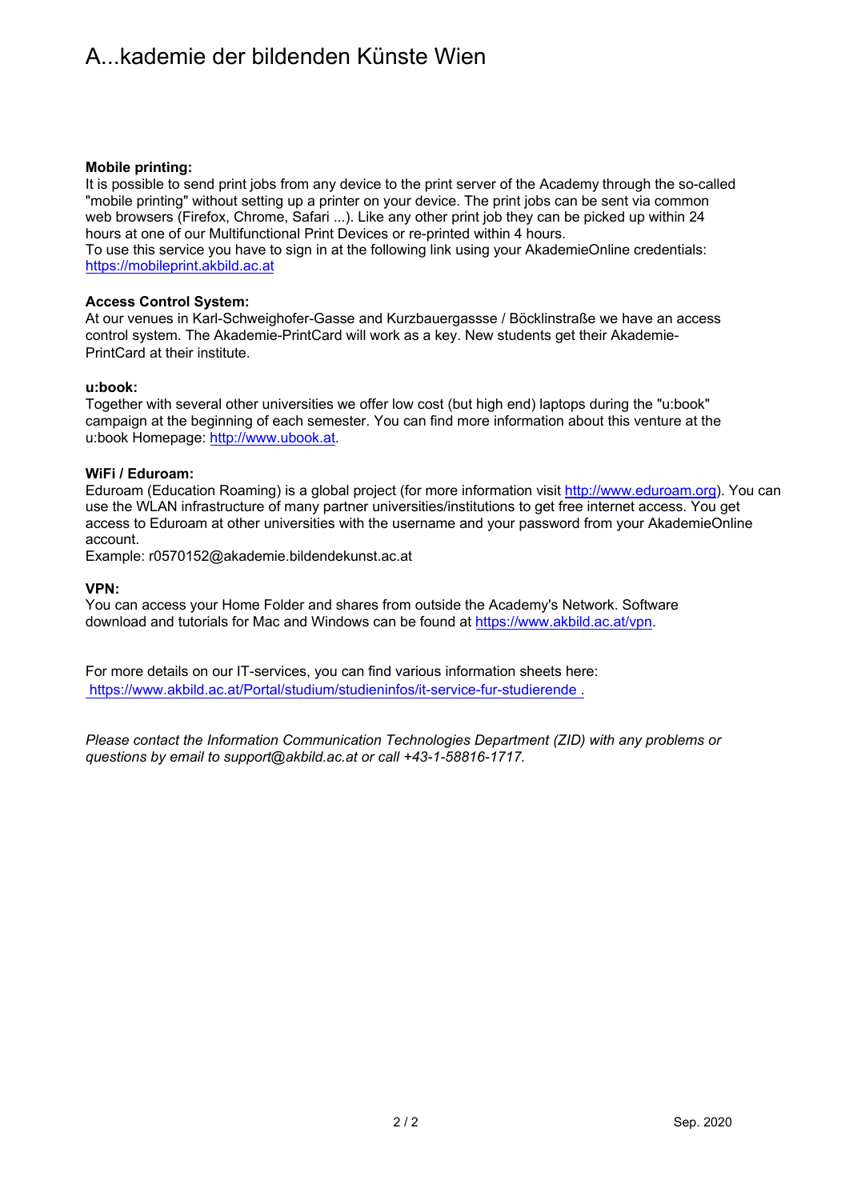# A...kademie der bildenden Künste Wien

**Mobile printing:**
It is possible to send print jobs from any device to the print server of the Academy through the so-called "mobile printing" without setting up a printer on your device. The print jobs can be sent via common web browsers (Firefox, Chrome, Safari ...). Like any other print job they can be picked up within 24 hours at one of our Multifunctional Print Devices or re-printed within 4 hours.
To use this service you have to sign in at the following link using your AkademieOnline credentials: https://mobileprint.akbild.ac.at

**Access Control System:**
At our venues in Karl-Schweighofer-Gasse and Kurzbauergassse / Böcklinstraße we have an access control system. The Akademie-PrintCard will work as a key. New students get their Akademie-PrintCard at their institute.

**u:book:**
Together with several other universities we offer low cost (but high end) laptops during the "u:book" campaign at the beginning of each semester. You can find more information about this venture at the u:book Homepage: http://www.ubook.at.

**WiFi / Eduroam:**
Eduroam (Education Roaming) is a global project (for more information visit http://www.eduroam.org). You can use the WLAN infrastructure of many partner universities/institutions to get free internet access. You get access to Eduroam at other universities with the username and your password from your AkademieOnline account.
Example: r0570152@akademie.bildendekunst.ac.at

**VPN:**
You can access your Home Folder and shares from outside the Academy's Network. Software download and tutorials for Mac and Windows can be found at https://www.akbild.ac.at/vpn.

For more details on our IT-services, you can find various information sheets here:
https://www.akbild.ac.at/Portal/studium/studieninfos/it-service-fur-studierende .

*Please contact the Information Communication Technologies Department (ZID) with any problems or questions by email to support@akbild.ac.at or call +43-1-58816-1717.*

Sep. 2020